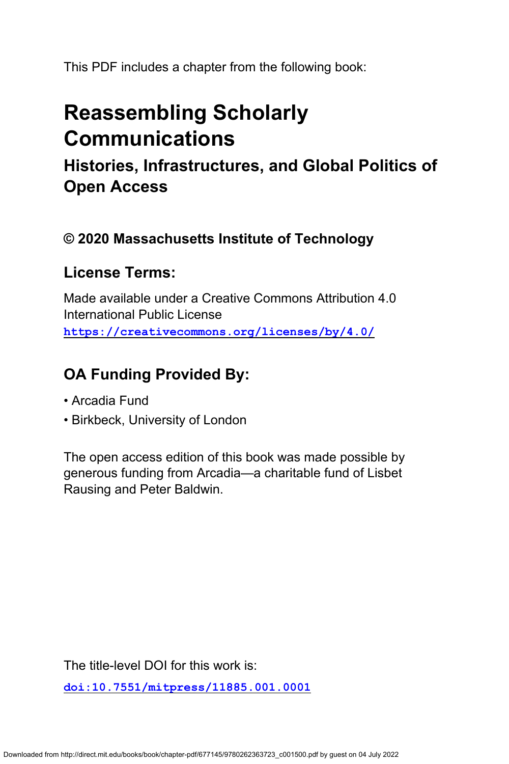This PDF includes a chapter from the following book:

# Reassembling Scholarly Communications

## Histories, Infrastructures, and Global Politics of Open Access

### © 2020 Massachusetts Institute of Technology

### License Terms:

Made available under a Creative Commons Attribution 4.0 International Public License
https://creativecommons.org/licenses/by/4.0/

### OA Funding Provided By:

- Arcadia Fund
- Birkbeck, University of London

The open access edition of this book was made possible by generous funding from Arcadia—a charitable fund of Lisbet Rausing and Peter Baldwin.

The title-level DOI for this work is:

doi:10.7551/mitpress/11885.001.0001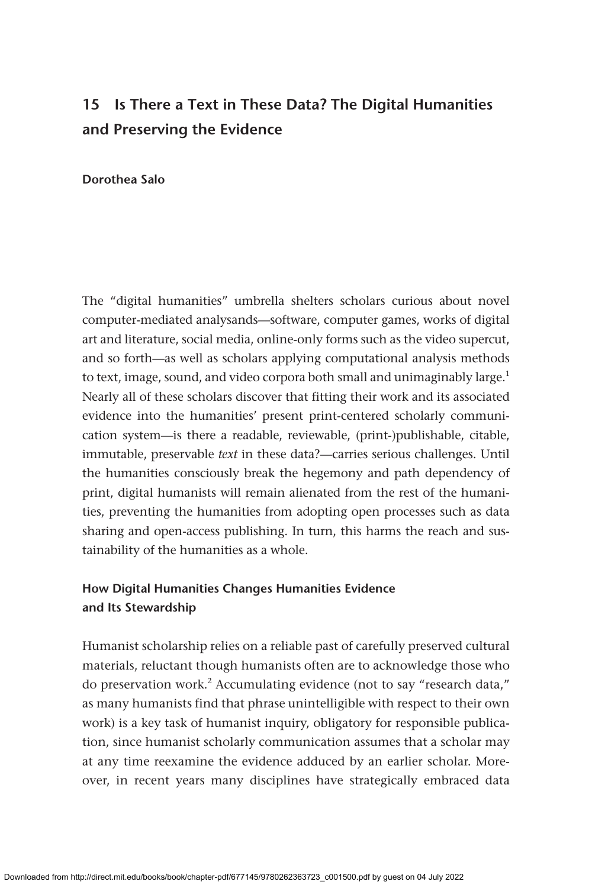## 15 Is There a Text in These Data? The Digital Humanities and Preserving the Evidence

**Dorothea Salo**

The "digital humanities" umbrella shelters scholars curious about novel computer-mediated analysands—software, computer games, works of digital art and literature, social media, online-only forms such as the video supercut, and so forth—as well as scholars applying computational analysis methods to text, image, sound, and video corpora both small and unimaginably large.[1] Nearly all of these scholars discover that fitting their work and its associated evidence into the humanities' present print-centered scholarly communication system—is there a readable, reviewable, (print-)publishable, citable, immutable, preservable *text* in these data?—carries serious challenges. Until the humanities consciously break the hegemony and path dependency of print, digital humanists will remain alienated from the rest of the humanities, preventing the humanities from adopting open processes such as data sharing and open-access publishing. In turn, this harms the reach and sustainability of the humanities as a whole.

### How Digital Humanities Changes Humanities Evidence and Its Stewardship

Humanist scholarship relies on a reliable past of carefully preserved cultural materials, reluctant though humanists often are to acknowledge those who do preservation work.[2] Accumulating evidence (not to say "research data," as many humanists find that phrase unintelligible with respect to their own work) is a key task of humanist inquiry, obligatory for responsible publication, since humanist scholarly communication assumes that a scholar may at any time reexamine the evidence adduced by an earlier scholar. Moreover, in recent years many disciplines have strategically embraced data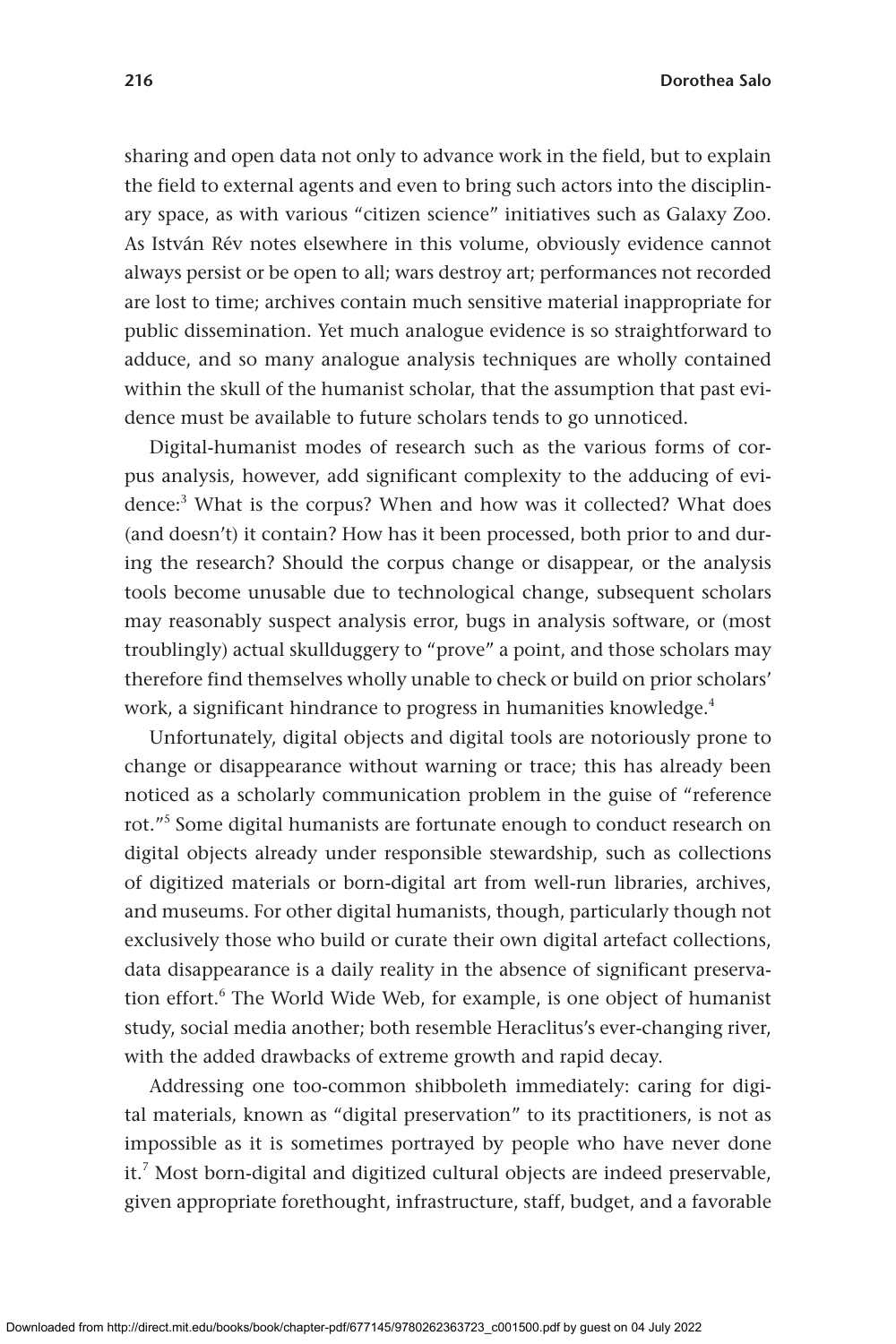sharing and open data not only to advance work in the field, but to explain the field to external agents and even to bring such actors into the disciplinary space, as with various "citizen science" initiatives such as Galaxy Zoo. As István Rév notes elsewhere in this volume, obviously evidence cannot always persist or be open to all; wars destroy art; performances not recorded are lost to time; archives contain much sensitive material inappropriate for public dissemination. Yet much analogue evidence is so straightforward to adduce, and so many analogue analysis techniques are wholly contained within the skull of the humanist scholar, that the assumption that past evidence must be available to future scholars tends to go unnoticed.

Digital-humanist modes of research such as the various forms of corpus analysis, however, add significant complexity to the adducing of evidence:[3] What is the corpus? When and how was it collected? What does (and doesn't) it contain? How has it been processed, both prior to and during the research? Should the corpus change or disappear, or the analysis tools become unusable due to technological change, subsequent scholars may reasonably suspect analysis error, bugs in analysis software, or (most troublingly) actual skullduggery to "prove" a point, and those scholars may therefore find themselves wholly unable to check or build on prior scholars' work, a significant hindrance to progress in humanities knowledge.[4]

Unfortunately, digital objects and digital tools are notoriously prone to change or disappearance without warning or trace; this has already been noticed as a scholarly communication problem in the guise of "reference rot."[5] Some digital humanists are fortunate enough to conduct research on digital objects already under responsible stewardship, such as collections of digitized materials or born-digital art from well-run libraries, archives, and museums. For other digital humanists, though, particularly though not exclusively those who build or curate their own digital artefact collections, data disappearance is a daily reality in the absence of significant preservation effort.[6] The World Wide Web, for example, is one object of humanist study, social media another; both resemble Heraclitus's ever-changing river, with the added drawbacks of extreme growth and rapid decay.

Addressing one too-common shibboleth immediately: caring for digital materials, known as "digital preservation" to its practitioners, is not as impossible as it is sometimes portrayed by people who have never done it.[7] Most born-digital and digitized cultural objects are indeed preservable, given appropriate forethought, infrastructure, staff, budget, and a favorable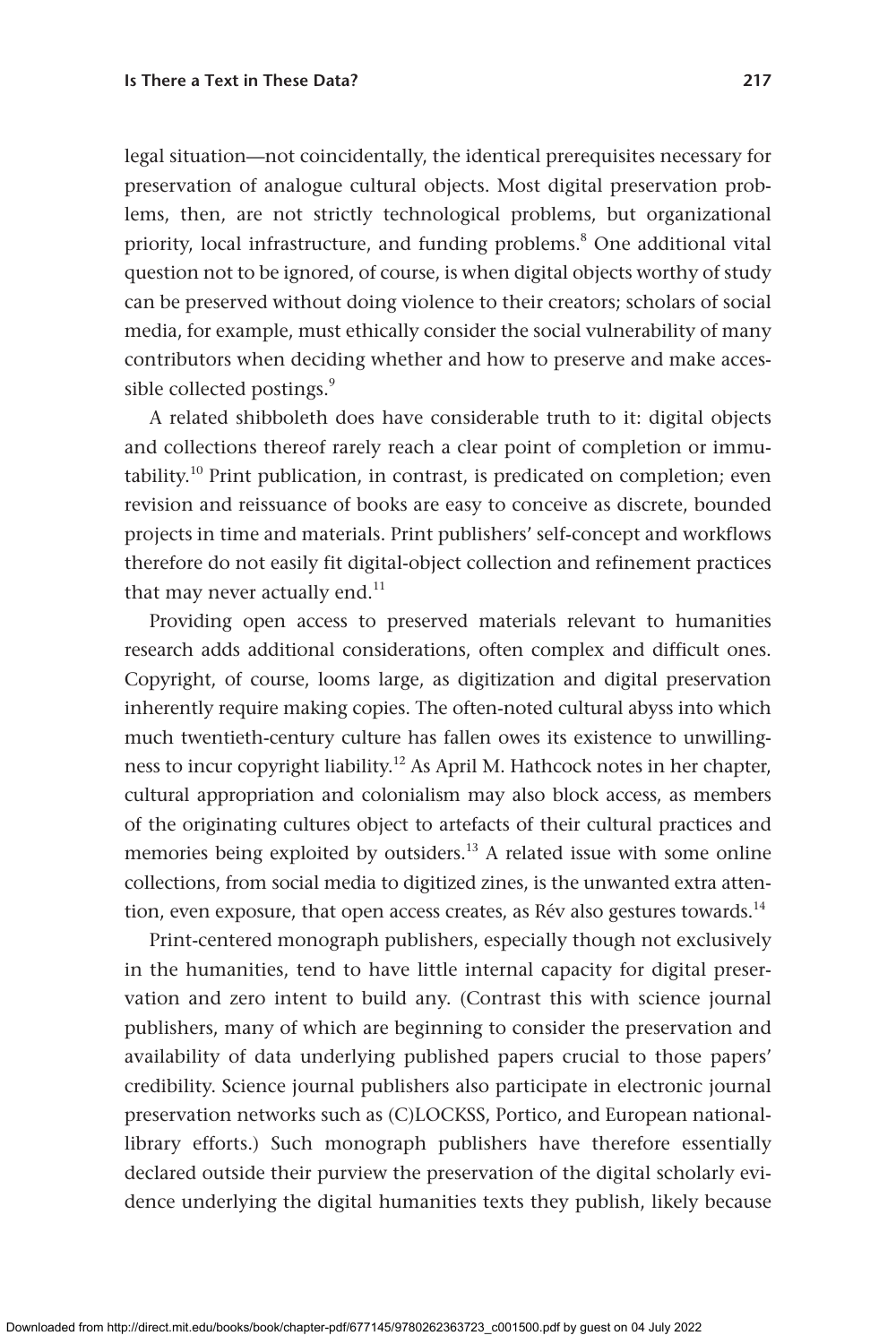legal situation—not coincidentally, the identical prerequisites necessary for preservation of analogue cultural objects. Most digital preservation problems, then, are not strictly technological problems, but organizational priority, local infrastructure, and funding problems.[8] One additional vital question not to be ignored, of course, is when digital objects worthy of study can be preserved without doing violence to their creators; scholars of social media, for example, must ethically consider the social vulnerability of many contributors when deciding whether and how to preserve and make accessible collected postings.[9]

A related shibboleth does have considerable truth to it: digital objects and collections thereof rarely reach a clear point of completion or immutability.[10] Print publication, in contrast, is predicated on completion; even revision and reissuance of books are easy to conceive as discrete, bounded projects in time and materials. Print publishers' self-concept and workflows therefore do not easily fit digital-object collection and refinement practices that may never actually end.[11]

Providing open access to preserved materials relevant to humanities research adds additional considerations, often complex and difficult ones. Copyright, of course, looms large, as digitization and digital preservation inherently require making copies. The often-noted cultural abyss into which much twentieth-century culture has fallen owes its existence to unwillingness to incur copyright liability.[12] As April M. Hathcock notes in her chapter, cultural appropriation and colonialism may also block access, as members of the originating cultures object to artefacts of their cultural practices and memories being exploited by outsiders.[13] A related issue with some online collections, from social media to digitized zines, is the unwanted extra attention, even exposure, that open access creates, as Rév also gestures towards.[14]

Print-centered monograph publishers, especially though not exclusively in the humanities, tend to have little internal capacity for digital preservation and zero intent to build any. (Contrast this with science journal publishers, many of which are beginning to consider the preservation and availability of data underlying published papers crucial to those papers' credibility. Science journal publishers also participate in electronic journal preservation networks such as (C)LOCKSS, Portico, and European national-library efforts.) Such monograph publishers have therefore essentially declared outside their purview the preservation of the digital scholarly evidence underlying the digital humanities texts they publish, likely because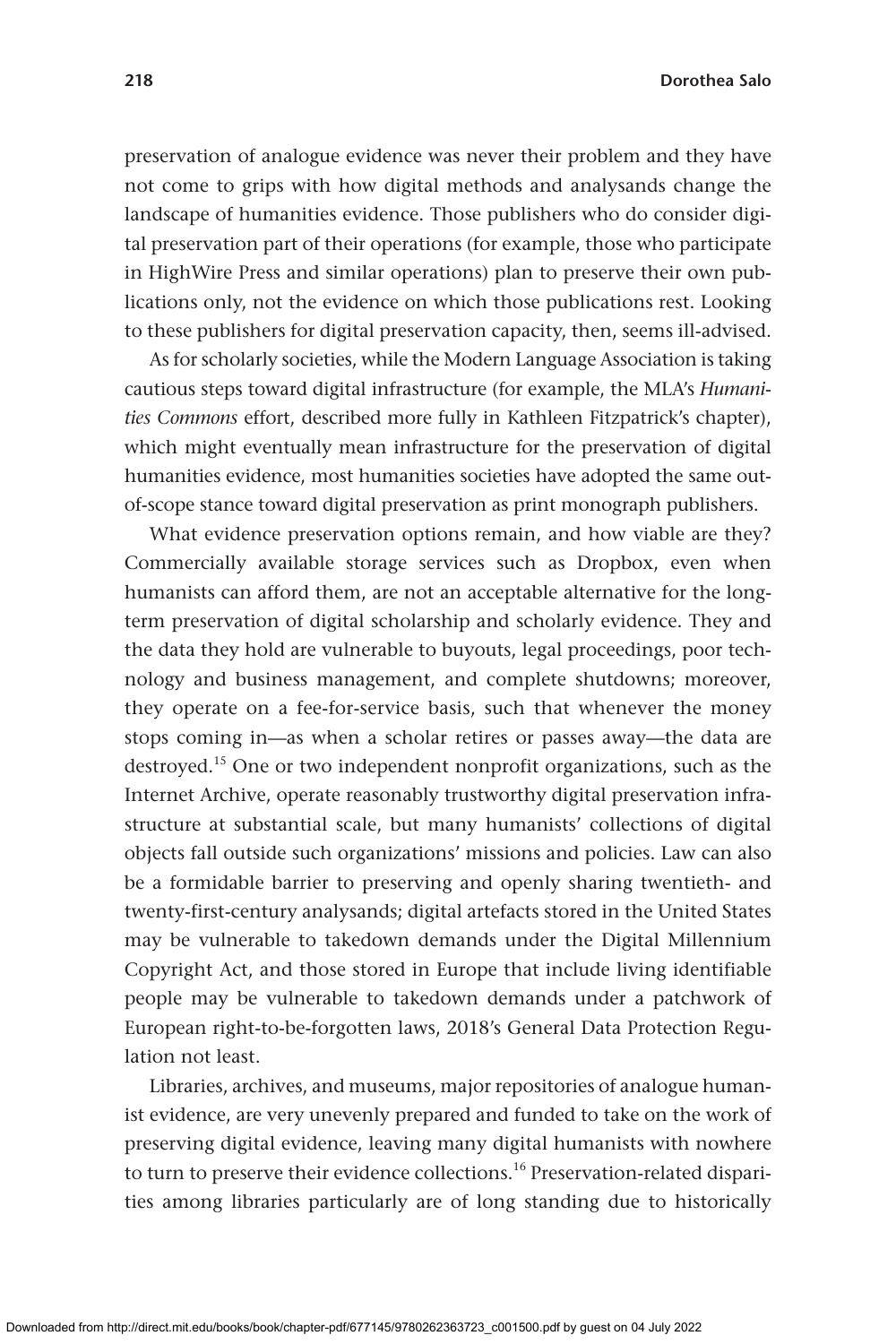preservation of analogue evidence was never their problem and they have not come to grips with how digital methods and analysands change the landscape of humanities evidence. Those publishers who do consider digital preservation part of their operations (for example, those who participate in HighWire Press and similar operations) plan to preserve their own publications only, not the evidence on which those publications rest. Looking to these publishers for digital preservation capacity, then, seems ill-advised.

As for scholarly societies, while the Modern Language Association is taking cautious steps toward digital infrastructure (for example, the MLA's *Humanities Commons* effort, described more fully in Kathleen Fitzpatrick's chapter), which might eventually mean infrastructure for the preservation of digital humanities evidence, most humanities societies have adopted the same out-of-scope stance toward digital preservation as print monograph publishers.

What evidence preservation options remain, and how viable are they? Commercially available storage services such as Dropbox, even when humanists can afford them, are not an acceptable alternative for the long-term preservation of digital scholarship and scholarly evidence. They and the data they hold are vulnerable to buyouts, legal proceedings, poor technology and business management, and complete shutdowns; moreover, they operate on a fee-for-service basis, such that whenever the money stops coming in—as when a scholar retires or passes away—the data are destroyed.[15] One or two independent nonprofit organizations, such as the Internet Archive, operate reasonably trustworthy digital preservation infrastructure at substantial scale, but many humanists' collections of digital objects fall outside such organizations' missions and policies. Law can also be a formidable barrier to preserving and openly sharing twentieth- and twenty-first-century analysands; digital artefacts stored in the United States may be vulnerable to takedown demands under the Digital Millennium Copyright Act, and those stored in Europe that include living identifiable people may be vulnerable to takedown demands under a patchwork of European right-to-be-forgotten laws, 2018's General Data Protection Regulation not least.

Libraries, archives, and museums, major repositories of analogue humanist evidence, are very unevenly prepared and funded to take on the work of preserving digital evidence, leaving many digital humanists with nowhere to turn to preserve their evidence collections.[16] Preservation-related disparities among libraries particularly are of long standing due to historically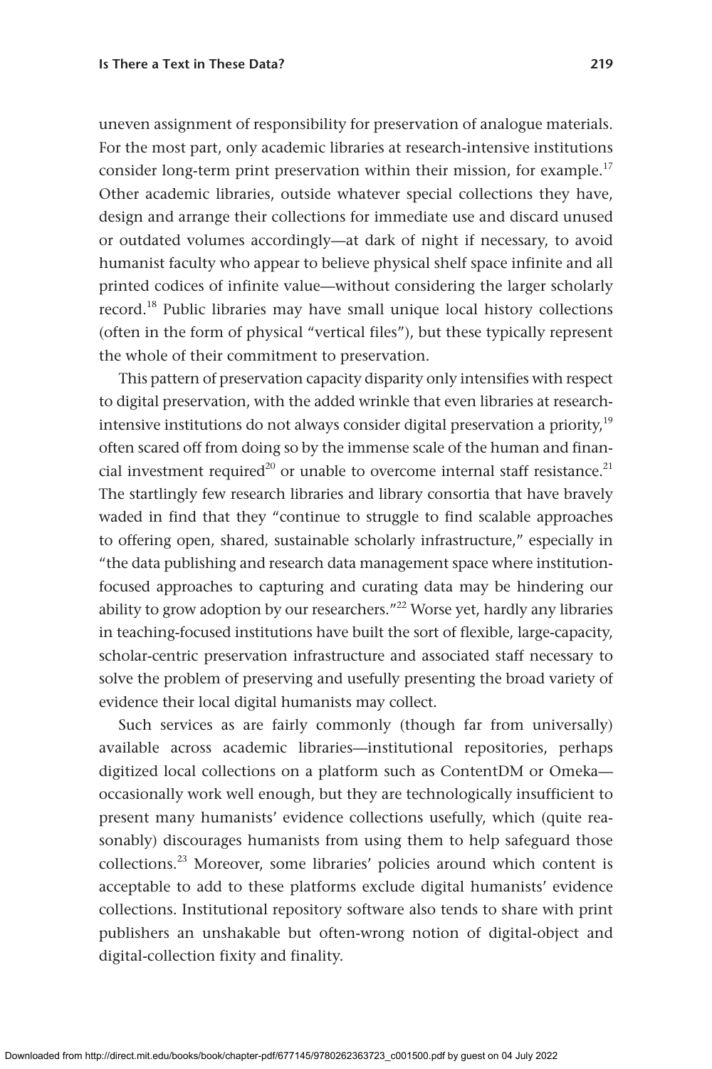uneven assignment of responsibility for preservation of analogue materials. For the most part, only academic libraries at research-intensive institutions consider long-term print preservation within their mission, for example.[17] Other academic libraries, outside whatever special collections they have, design and arrange their collections for immediate use and discard unused or outdated volumes accordingly—at dark of night if necessary, to avoid humanist faculty who appear to believe physical shelf space infinite and all printed codices of infinite value—without considering the larger scholarly record.[18] Public libraries may have small unique local history collections (often in the form of physical "vertical files"), but these typically represent the whole of their commitment to preservation.

This pattern of preservation capacity disparity only intensifies with respect to digital preservation, with the added wrinkle that even libraries at research-intensive institutions do not always consider digital preservation a priority,[19] often scared off from doing so by the immense scale of the human and financial investment required[20] or unable to overcome internal staff resistance.[21] The startlingly few research libraries and library consortia that have bravely waded in find that they "continue to struggle to find scalable approaches to offering open, shared, sustainable scholarly infrastructure," especially in "the data publishing and research data management space where institution-focused approaches to capturing and curating data may be hindering our ability to grow adoption by our researchers."[22] Worse yet, hardly any libraries in teaching-focused institutions have built the sort of flexible, large-capacity, scholar-centric preservation infrastructure and associated staff necessary to solve the problem of preserving and usefully presenting the broad variety of evidence their local digital humanists may collect.

Such services as are fairly commonly (though far from universally) available across academic libraries—institutional repositories, perhaps digitized local collections on a platform such as ContentDM or Omeka—occasionally work well enough, but they are technologically insufficient to present many humanists' evidence collections usefully, which (quite reasonably) discourages humanists from using them to help safeguard those collections.[23] Moreover, some libraries' policies around which content is acceptable to add to these platforms exclude digital humanists' evidence collections. Institutional repository software also tends to share with print publishers an unshakable but often-wrong notion of digital-object and digital-collection fixity and finality.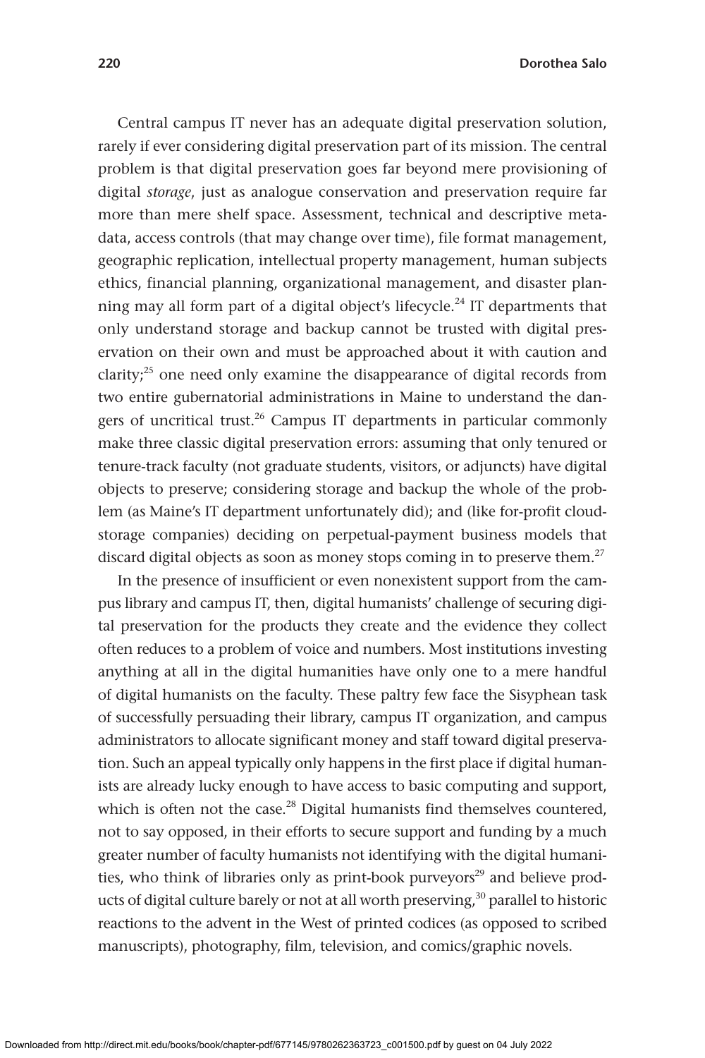Central campus IT never has an adequate digital preservation solution, rarely if ever considering digital preservation part of its mission. The central problem is that digital preservation goes far beyond mere provisioning of digital *storage*, just as analogue conservation and preservation require far more than mere shelf space. Assessment, technical and descriptive metadata, access controls (that may change over time), file format management, geographic replication, intellectual property management, human subjects ethics, financial planning, organizational management, and disaster planning may all form part of a digital object's lifecycle.[24] IT departments that only understand storage and backup cannot be trusted with digital preservation on their own and must be approached about it with caution and clarity;[25] one need only examine the disappearance of digital records from two entire gubernatorial administrations in Maine to understand the dangers of uncritical trust.[26] Campus IT departments in particular commonly make three classic digital preservation errors: assuming that only tenured or tenure-track faculty (not graduate students, visitors, or adjuncts) have digital objects to preserve; considering storage and backup the whole of the problem (as Maine's IT department unfortunately did); and (like for-profit cloud-storage companies) deciding on perpetual-payment business models that discard digital objects as soon as money stops coming in to preserve them.[27]

In the presence of insufficient or even nonexistent support from the campus library and campus IT, then, digital humanists' challenge of securing digital preservation for the products they create and the evidence they collect often reduces to a problem of voice and numbers. Most institutions investing anything at all in the digital humanities have only one to a mere handful of digital humanists on the faculty. These paltry few face the Sisyphean task of successfully persuading their library, campus IT organization, and campus administrators to allocate significant money and staff toward digital preservation. Such an appeal typically only happens in the first place if digital humanists are already lucky enough to have access to basic computing and support, which is often not the case.[28] Digital humanists find themselves countered, not to say opposed, in their efforts to secure support and funding by a much greater number of faculty humanists not identifying with the digital humanities, who think of libraries only as print-book purveyors[29] and believe products of digital culture barely or not at all worth preserving,[30] parallel to historic reactions to the advent in the West of printed codices (as opposed to scribed manuscripts), photography, film, television, and comics/graphic novels.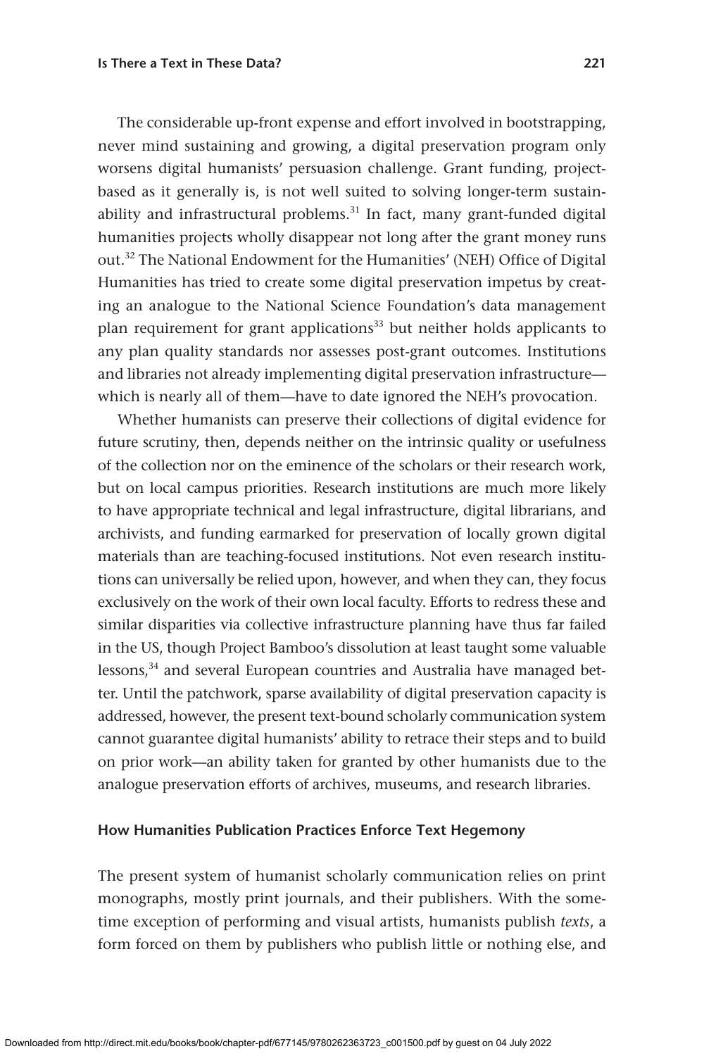The considerable up-front expense and effort involved in bootstrapping, never mind sustaining and growing, a digital preservation program only worsens digital humanists' persuasion challenge. Grant funding, project-based as it generally is, is not well suited to solving longer-term sustainability and infrastructural problems.[31] In fact, many grant-funded digital humanities projects wholly disappear not long after the grant money runs out.[32] The National Endowment for the Humanities' (NEH) Office of Digital Humanities has tried to create some digital preservation impetus by creating an analogue to the National Science Foundation's data management plan requirement for grant applications[33] but neither holds applicants to any plan quality standards nor assesses post-grant outcomes. Institutions and libraries not already implementing digital preservation infrastructure—which is nearly all of them—have to date ignored the NEH's provocation.

Whether humanists can preserve their collections of digital evidence for future scrutiny, then, depends neither on the intrinsic quality or usefulness of the collection nor on the eminence of the scholars or their research work, but on local campus priorities. Research institutions are much more likely to have appropriate technical and legal infrastructure, digital librarians, and archivists, and funding earmarked for preservation of locally grown digital materials than are teaching-focused institutions. Not even research institutions can universally be relied upon, however, and when they can, they focus exclusively on the work of their own local faculty. Efforts to redress these and similar disparities via collective infrastructure planning have thus far failed in the US, though Project Bamboo's dissolution at least taught some valuable lessons,[34] and several European countries and Australia have managed better. Until the patchwork, sparse availability of digital preservation capacity is addressed, however, the present text-bound scholarly communication system cannot guarantee digital humanists' ability to retrace their steps and to build on prior work—an ability taken for granted by other humanists due to the analogue preservation efforts of archives, museums, and research libraries.

### How Humanities Publication Practices Enforce Text Hegemony

The present system of humanist scholarly communication relies on print monographs, mostly print journals, and their publishers. With the sometime exception of performing and visual artists, humanists publish *texts*, a form forced on them by publishers who publish little or nothing else, and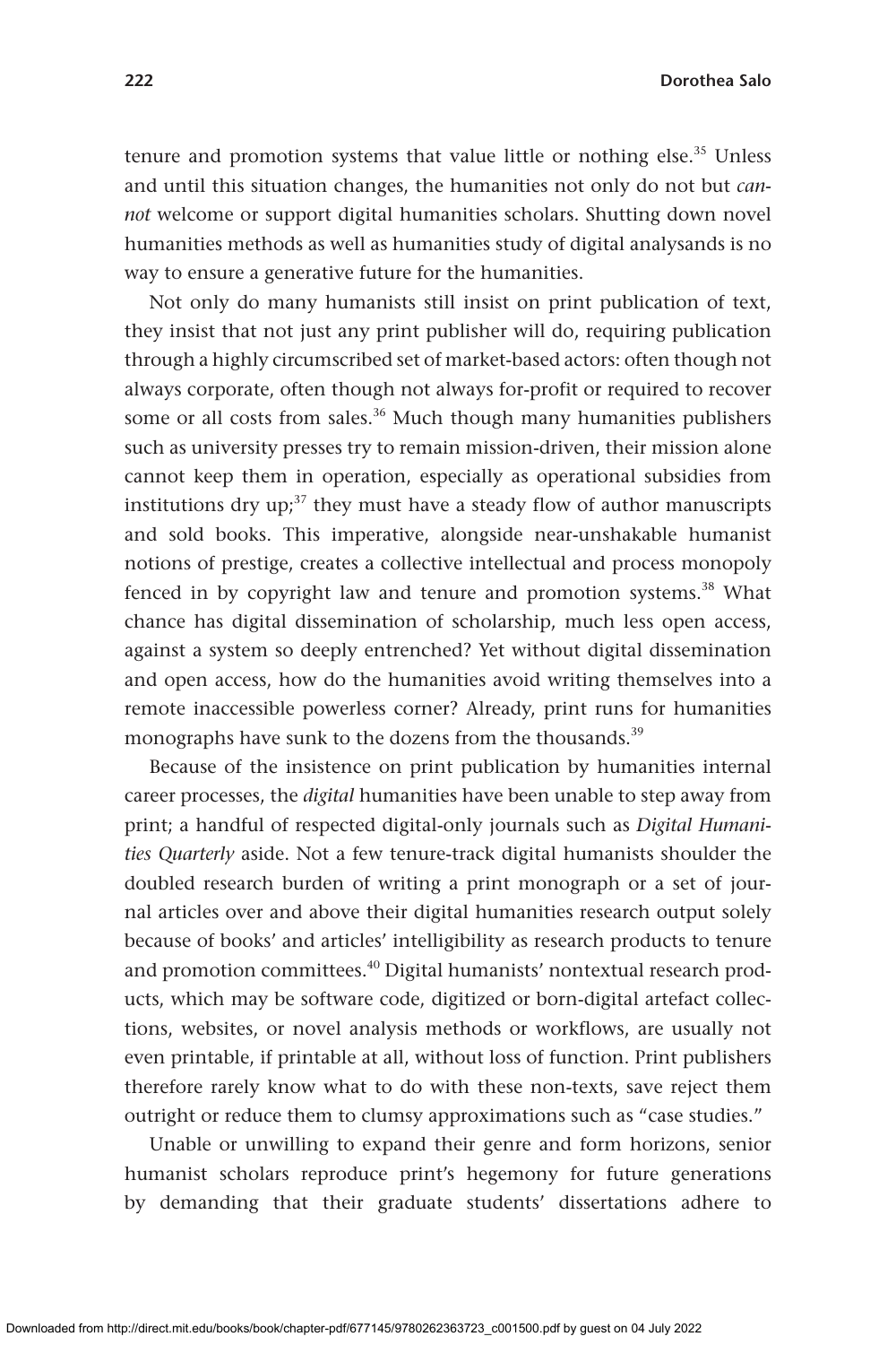tenure and promotion systems that value little or nothing else.[35] Unless and until this situation changes, the humanities not only do not but *cannot* welcome or support digital humanities scholars. Shutting down novel humanities methods as well as humanities study of digital analysands is no way to ensure a generative future for the humanities.

Not only do many humanists still insist on print publication of text, they insist that not just any print publisher will do, requiring publication through a highly circumscribed set of market-based actors: often though not always corporate, often though not always for-profit or required to recover some or all costs from sales.[36] Much though many humanities publishers such as university presses try to remain mission-driven, their mission alone cannot keep them in operation, especially as operational subsidies from institutions dry up;[37] they must have a steady flow of author manuscripts and sold books. This imperative, alongside near-unshakable humanist notions of prestige, creates a collective intellectual and process monopoly fenced in by copyright law and tenure and promotion systems.[38] What chance has digital dissemination of scholarship, much less open access, against a system so deeply entrenched? Yet without digital dissemination and open access, how do the humanities avoid writing themselves into a remote inaccessible powerless corner? Already, print runs for humanities monographs have sunk to the dozens from the thousands.[39]

Because of the insistence on print publication by humanities internal career processes, the *digital* humanities have been unable to step away from print; a handful of respected digital-only journals such as *Digital Humanities Quarterly* aside. Not a few tenure-track digital humanists shoulder the doubled research burden of writing a print monograph or a set of journal articles over and above their digital humanities research output solely because of books' and articles' intelligibility as research products to tenure and promotion committees.[40] Digital humanists' nontextual research products, which may be software code, digitized or born-digital artefact collections, websites, or novel analysis methods or workflows, are usually not even printable, if printable at all, without loss of function. Print publishers therefore rarely know what to do with these non-texts, save reject them outright or reduce them to clumsy approximations such as "case studies."

Unable or unwilling to expand their genre and form horizons, senior humanist scholars reproduce print's hegemony for future generations by demanding that their graduate students' dissertations adhere to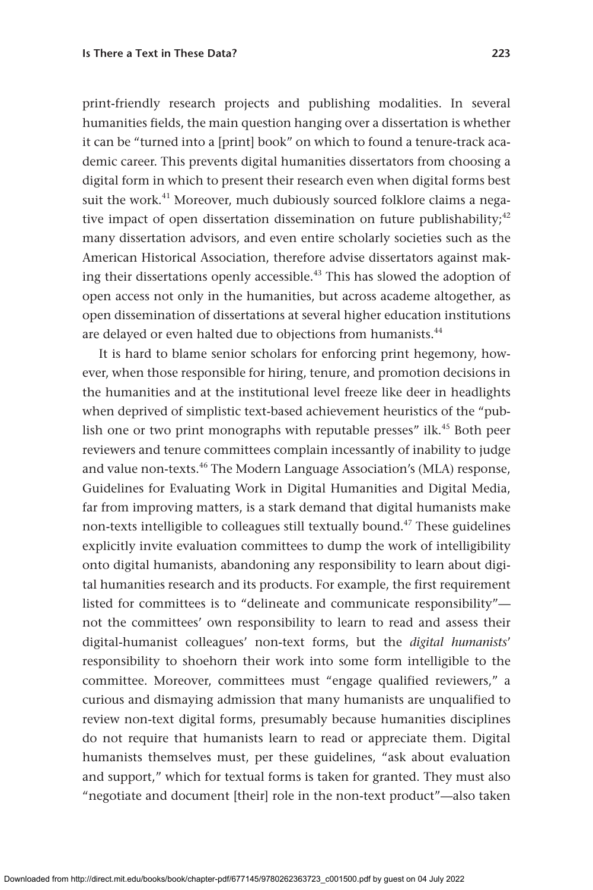print-friendly research projects and publishing modalities. In several humanities fields, the main question hanging over a dissertation is whether it can be "turned into a [print] book" on which to found a tenure-track academic career. This prevents digital humanities dissertators from choosing a digital form in which to present their research even when digital forms best suit the work.[41] Moreover, much dubiously sourced folklore claims a negative impact of open dissertation dissemination on future publishability;[42] many dissertation advisors, and even entire scholarly societies such as the American Historical Association, therefore advise dissertators against making their dissertations openly accessible.[43] This has slowed the adoption of open access not only in the humanities, but across academe altogether, as open dissemination of dissertations at several higher education institutions are delayed or even halted due to objections from humanists.[44]

It is hard to blame senior scholars for enforcing print hegemony, however, when those responsible for hiring, tenure, and promotion decisions in the humanities and at the institutional level freeze like deer in headlights when deprived of simplistic text-based achievement heuristics of the "publish one or two print monographs with reputable presses" ilk.[45] Both peer reviewers and tenure committees complain incessantly of inability to judge and value non-texts.[46] The Modern Language Association's (MLA) response, Guidelines for Evaluating Work in Digital Humanities and Digital Media, far from improving matters, is a stark demand that digital humanists make non-texts intelligible to colleagues still textually bound.[47] These guidelines explicitly invite evaluation committees to dump the work of intelligibility onto digital humanists, abandoning any responsibility to learn about digital humanities research and its products. For example, the first requirement listed for committees is to "delineate and communicate responsibility"—not the committees' own responsibility to learn to read and assess their digital-humanist colleagues' non-text forms, but the *digital humanists'* responsibility to shoehorn their work into some form intelligible to the committee. Moreover, committees must "engage qualified reviewers," a curious and dismaying admission that many humanists are unqualified to review non-text digital forms, presumably because humanities disciplines do not require that humanists learn to read or appreciate them. Digital humanists themselves must, per these guidelines, "ask about evaluation and support," which for textual forms is taken for granted. They must also "negotiate and document [their] role in the non-text product"—also taken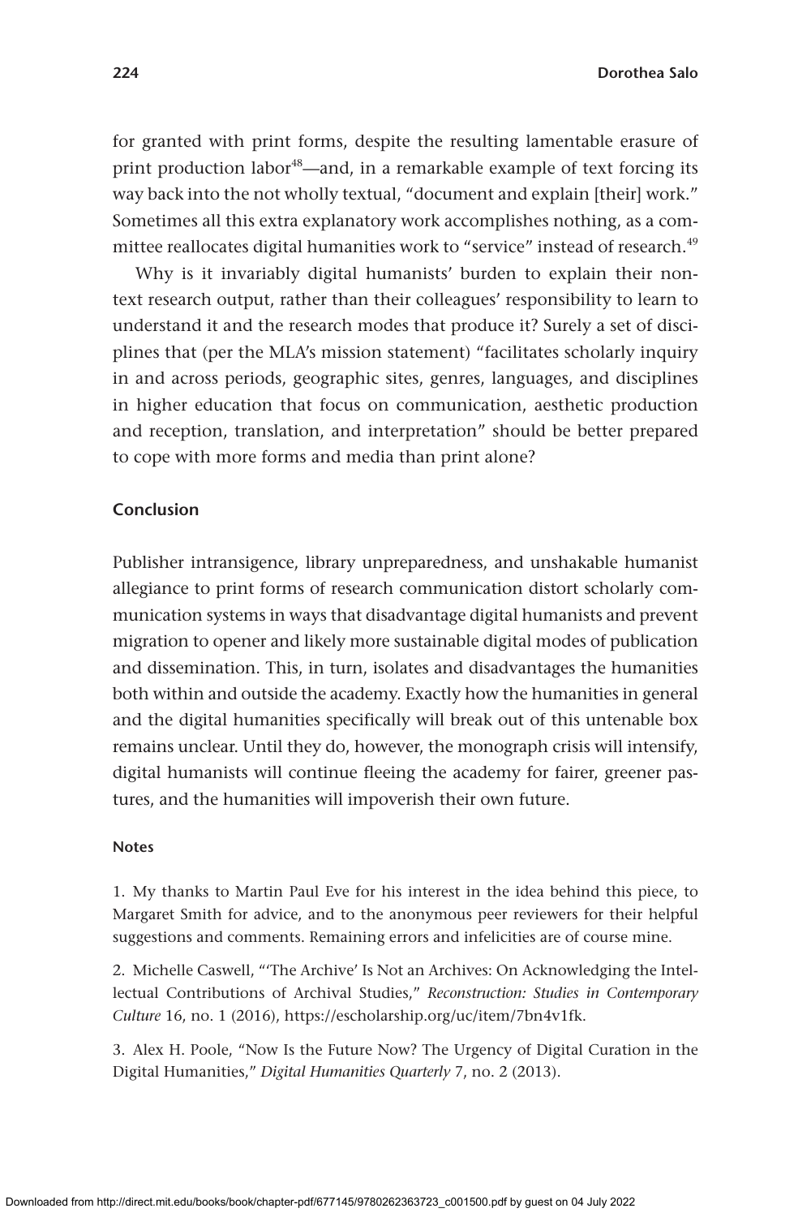for granted with print forms, despite the resulting lamentable erasure of print production labor[48]—and, in a remarkable example of text forcing its way back into the not wholly textual, "document and explain [their] work." Sometimes all this extra explanatory work accomplishes nothing, as a committee reallocates digital humanities work to "service" instead of research.[49]

Why is it invariably digital humanists' burden to explain their non-text research output, rather than their colleagues' responsibility to learn to understand it and the research modes that produce it? Surely a set of disciplines that (per the MLA's mission statement) "facilitates scholarly inquiry in and across periods, geographic sites, genres, languages, and disciplines in higher education that focus on communication, aesthetic production and reception, translation, and interpretation" should be better prepared to cope with more forms and media than print alone?

## Conclusion

Publisher intransigence, library unpreparedness, and unshakable humanist allegiance to print forms of research communication distort scholarly communication systems in ways that disadvantage digital humanists and prevent migration to opener and likely more sustainable digital modes of publication and dissemination. This, in turn, isolates and disadvantages the humanities both within and outside the academy. Exactly how the humanities in general and the digital humanities specifically will break out of this untenable box remains unclear. Until they do, however, the monograph crisis will intensify, digital humanists will continue fleeing the academy for fairer, greener pastures, and the humanities will impoverish their own future.

### Notes

1. My thanks to Martin Paul Eve for his interest in the idea behind this piece, to Margaret Smith for advice, and to the anonymous peer reviewers for their helpful suggestions and comments. Remaining errors and infelicities are of course mine.

2. Michelle Caswell, "'The Archive' Is Not an Archives: On Acknowledging the Intellectual Contributions of Archival Studies," *Reconstruction: Studies in Contemporary Culture* 16, no. 1 (2016), https://escholarship.org/uc/item/7bn4v1fk.

3. Alex H. Poole, "Now Is the Future Now? The Urgency of Digital Curation in the Digital Humanities," *Digital Humanities Quarterly* 7, no. 2 (2013).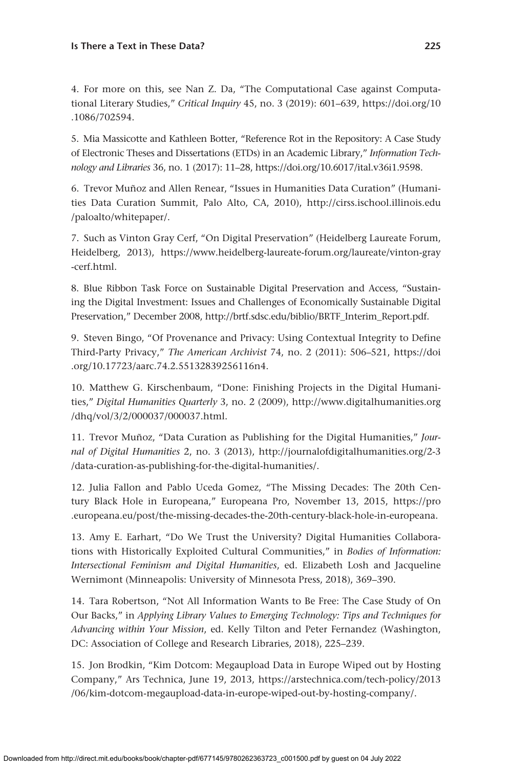4. For more on this, see Nan Z. Da, "The Computational Case against Computational Literary Studies," *Critical Inquiry* 45, no. 3 (2019): 601–639, https://doi.org/10.1086/702594.

5. Mia Massicotte and Kathleen Botter, "Reference Rot in the Repository: A Case Study of Electronic Theses and Dissertations (ETDs) in an Academic Library," *Information Technology and Libraries* 36, no. 1 (2017): 11–28, https://doi.org/10.6017/ital.v36i1.9598.

6. Trevor Muñoz and Allen Renear, "Issues in Humanities Data Curation" (Humanities Data Curation Summit, Palo Alto, CA, 2010), http://cirss.ischool.illinois.edu/paloalto/whitepaper/.

7. Such as Vinton Gray Cerf, "On Digital Preservation" (Heidelberg Laureate Forum, Heidelberg, 2013), https://www.heidelberg-laureate-forum.org/laureate/vinton-gray-cerf.html.

8. Blue Ribbon Task Force on Sustainable Digital Preservation and Access, "Sustaining the Digital Investment: Issues and Challenges of Economically Sustainable Digital Preservation," December 2008, http://brtf.sdsc.edu/biblio/BRTF_Interim_Report.pdf.

9. Steven Bingo, "Of Provenance and Privacy: Using Contextual Integrity to Define Third-Party Privacy," *The American Archivist* 74, no. 2 (2011): 506–521, https://doi.org/10.17723/aarc.74.2.55132839256116n4.

10. Matthew G. Kirschenbaum, "Done: Finishing Projects in the Digital Humanities," *Digital Humanities Quarterly* 3, no. 2 (2009), http://www.digitalhumanities.org/dhq/vol/3/2/000037/000037.html.

11. Trevor Muñoz, "Data Curation as Publishing for the Digital Humanities," *Journal of Digital Humanities* 2, no. 3 (2013), http://journalofdigitalhumanities.org/2-3/data-curation-as-publishing-for-the-digital-humanities/.

12. Julia Fallon and Pablo Uceda Gomez, "The Missing Decades: The 20th Century Black Hole in Europeana," Europeana Pro, November 13, 2015, https://pro.europeana.eu/post/the-missing-decades-the-20th-century-black-hole-in-europeana.

13. Amy E. Earhart, "Do We Trust the University? Digital Humanities Collaborations with Historically Exploited Cultural Communities," in *Bodies of Information: Intersectional Feminism and Digital Humanities*, ed. Elizabeth Losh and Jacqueline Wernimont (Minneapolis: University of Minnesota Press, 2018), 369–390.

14. Tara Robertson, "Not All Information Wants to Be Free: The Case Study of On Our Backs," in *Applying Library Values to Emerging Technology: Tips and Techniques for Advancing within Your Mission*, ed. Kelly Tilton and Peter Fernandez (Washington, DC: Association of College and Research Libraries, 2018), 225–239.

15. Jon Brodkin, "Kim Dotcom: Megaupload Data in Europe Wiped out by Hosting Company," Ars Technica, June 19, 2013, https://arstechnica.com/tech-policy/2013/06/kim-dotcom-megaupload-data-in-europe-wiped-out-by-hosting-company/.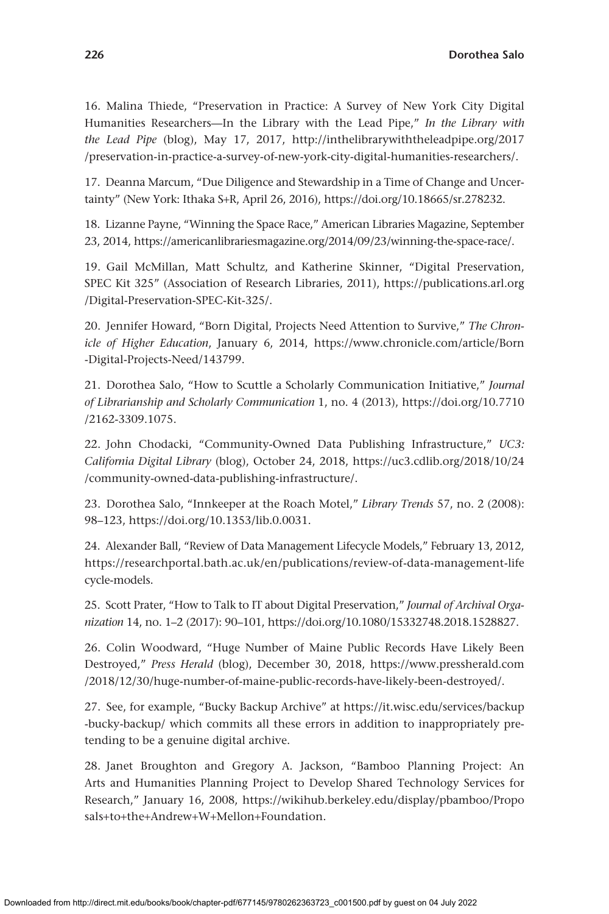16. Malina Thiede, "Preservation in Practice: A Survey of New York City Digital Humanities Researchers—In the Library with the Lead Pipe," *In the Library with the Lead Pipe* (blog), May 17, 2017, http://inthelibrarywiththeleadpipe.org/2017/preservation-in-practice-a-survey-of-new-york-city-digital-humanities-researchers/.

17. Deanna Marcum, "Due Diligence and Stewardship in a Time of Change and Uncertainty" (New York: Ithaka S+R, April 26, 2016), https://doi.org/10.18665/sr.278232.

18. Lizanne Payne, "Winning the Space Race," American Libraries Magazine, September 23, 2014, https://americanlibrariesmagazine.org/2014/09/23/winning-the-space-race/.

19. Gail McMillan, Matt Schultz, and Katherine Skinner, "Digital Preservation, SPEC Kit 325" (Association of Research Libraries, 2011), https://publications.arl.org/Digital-Preservation-SPEC-Kit-325/.

20. Jennifer Howard, "Born Digital, Projects Need Attention to Survive," *The Chronicle of Higher Education*, January 6, 2014, https://www.chronicle.com/article/Born-Digital-Projects-Need/143799.

21. Dorothea Salo, "How to Scuttle a Scholarly Communication Initiative," *Journal of Librarianship and Scholarly Communication* 1, no. 4 (2013), https://doi.org/10.7710/2162-3309.1075.

22. John Chodacki, "Community-Owned Data Publishing Infrastructure," *UC3: California Digital Library* (blog), October 24, 2018, https://uc3.cdlib.org/2018/10/24/community-owned-data-publishing-infrastructure/.

23. Dorothea Salo, "Innkeeper at the Roach Motel," *Library Trends* 57, no. 2 (2008): 98–123, https://doi.org/10.1353/lib.0.0031.

24. Alexander Ball, "Review of Data Management Lifecycle Models," February 13, 2012, https://researchportal.bath.ac.uk/en/publications/review-of-data-management-lifecycle-models.

25. Scott Prater, "How to Talk to IT about Digital Preservation," *Journal of Archival Organization* 14, no. 1–2 (2017): 90–101, https://doi.org/10.1080/15332748.2018.1528827.

26. Colin Woodward, "Huge Number of Maine Public Records Have Likely Been Destroyed," *Press Herald* (blog), December 30, 2018, https://www.pressherald.com/2018/12/30/huge-number-of-maine-public-records-have-likely-been-destroyed/.

27. See, for example, "Bucky Backup Archive" at https://it.wisc.edu/services/backup-bucky-backup/ which commits all these errors in addition to inappropriately pretending to be a genuine digital archive.

28. Janet Broughton and Gregory A. Jackson, "Bamboo Planning Project: An Arts and Humanities Planning Project to Develop Shared Technology Services for Research," January 16, 2008, https://wikihub.berkeley.edu/display/pbamboo/Proposals+to+the+Andrew+W+Mellon+Foundation.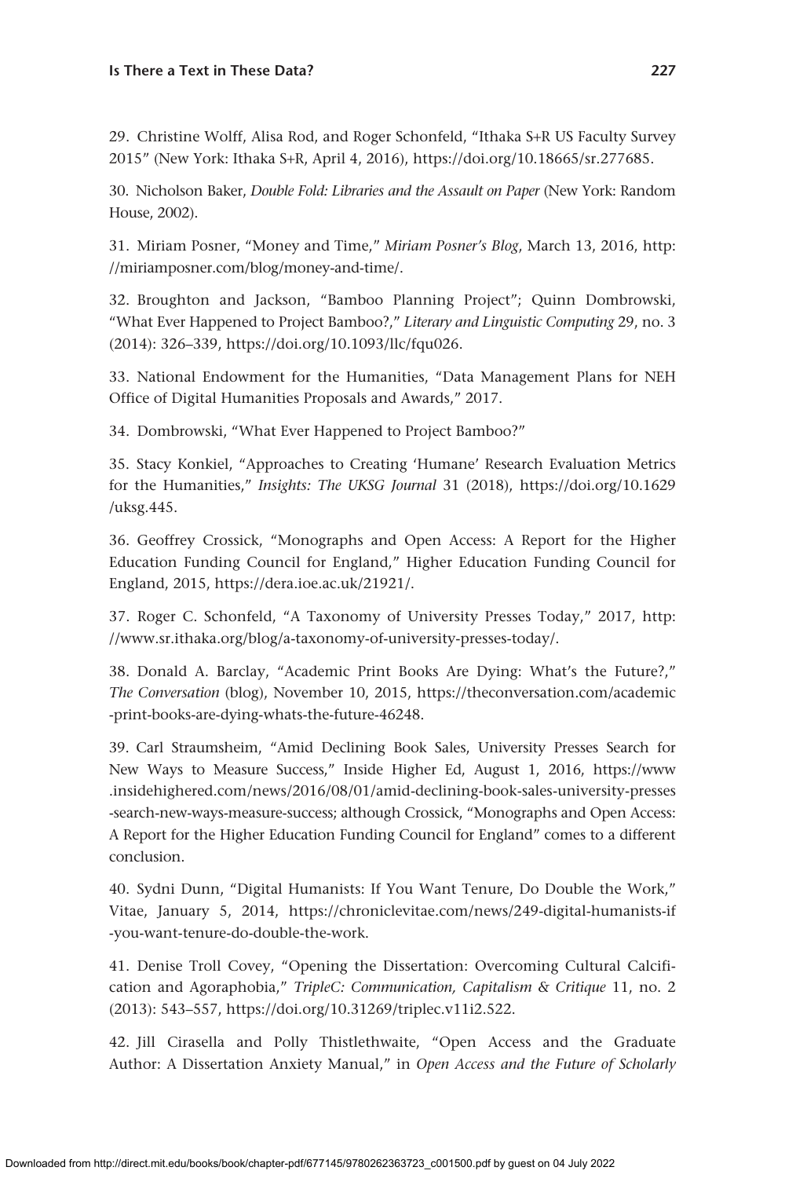29. Christine Wolff, Alisa Rod, and Roger Schonfeld, "Ithaka S+R US Faculty Survey 2015" (New York: Ithaka S+R, April 4, 2016), https://doi.org/10.18665/sr.277685.

30. Nicholson Baker, *Double Fold: Libraries and the Assault on Paper* (New York: Random House, 2002).

31. Miriam Posner, "Money and Time," *Miriam Posner's Blog*, March 13, 2016, http://miriamposner.com/blog/money-and-time/.

32. Broughton and Jackson, "Bamboo Planning Project"; Quinn Dombrowski, "What Ever Happened to Project Bamboo?," *Literary and Linguistic Computing* 29, no. 3 (2014): 326–339, https://doi.org/10.1093/llc/fqu026.

33. National Endowment for the Humanities, "Data Management Plans for NEH Office of Digital Humanities Proposals and Awards," 2017.

34. Dombrowski, "What Ever Happened to Project Bamboo?"

35. Stacy Konkiel, "Approaches to Creating 'Humane' Research Evaluation Metrics for the Humanities," *Insights: The UKSG Journal* 31 (2018), https://doi.org/10.1629/uksg.445.

36. Geoffrey Crossick, "Monographs and Open Access: A Report for the Higher Education Funding Council for England," Higher Education Funding Council for England, 2015, https://dera.ioe.ac.uk/21921/.

37. Roger C. Schonfeld, "A Taxonomy of University Presses Today," 2017, http://www.sr.ithaka.org/blog/a-taxonomy-of-university-presses-today/.

38. Donald A. Barclay, "Academic Print Books Are Dying: What's the Future?," *The Conversation* (blog), November 10, 2015, https://theconversation.com/academic-print-books-are-dying-whats-the-future-46248.

39. Carl Straumsheim, "Amid Declining Book Sales, University Presses Search for New Ways to Measure Success," Inside Higher Ed, August 1, 2016, https://www.insidehighered.com/news/2016/08/01/amid-declining-book-sales-university-presses-search-new-ways-measure-success; although Crossick, "Monographs and Open Access: A Report for the Higher Education Funding Council for England" comes to a different conclusion.

40. Sydni Dunn, "Digital Humanists: If You Want Tenure, Do Double the Work," Vitae, January 5, 2014, https://chroniclevitae.com/news/249-digital-humanists-if-you-want-tenure-do-double-the-work.

41. Denise Troll Covey, "Opening the Dissertation: Overcoming Cultural Calcification and Agoraphobia," *TripleC: Communication, Capitalism & Critique* 11, no. 2 (2013): 543–557, https://doi.org/10.31269/triplec.v11i2.522.

42. Jill Cirasella and Polly Thistlethwaite, "Open Access and the Graduate Author: A Dissertation Anxiety Manual," in *Open Access and the Future of Scholarly*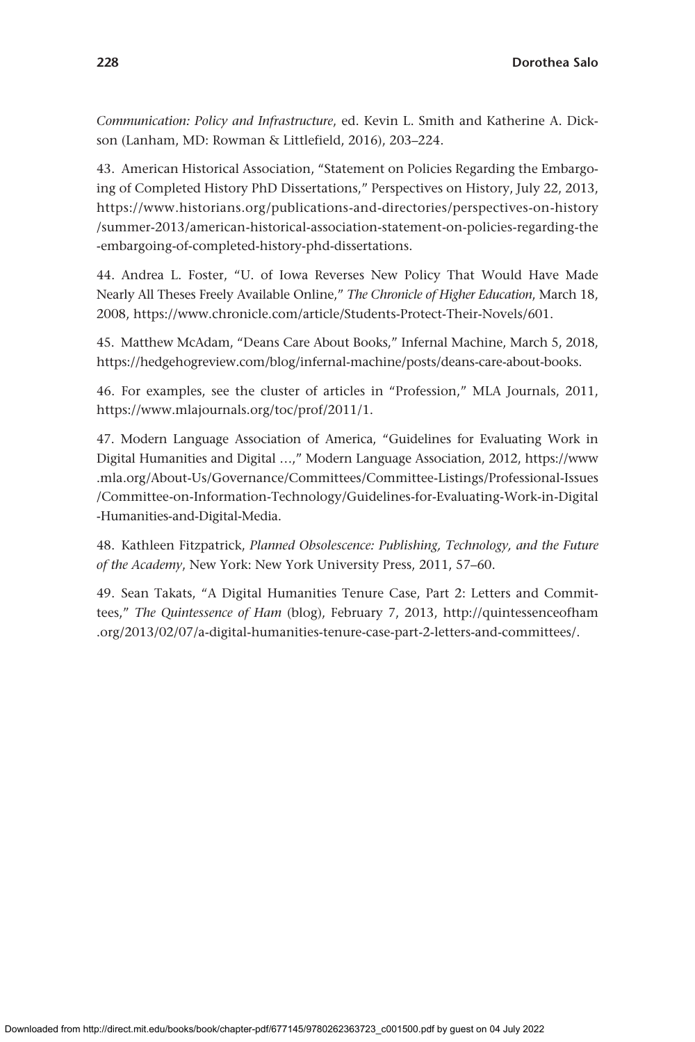*Communication: Policy and Infrastructure*, ed. Kevin L. Smith and Katherine A. Dickson (Lanham, MD: Rowman & Littlefield, 2016), 203–224.

43. American Historical Association, "Statement on Policies Regarding the Embargoing of Completed History PhD Dissertations," Perspectives on History, July 22, 2013, https://www.historians.org/publications-and-directories/perspectives-on-history/summer-2013/american-historical-association-statement-on-policies-regarding-the-embargoing-of-completed-history-phd-dissertations.

44. Andrea L. Foster, "U. of Iowa Reverses New Policy That Would Have Made Nearly All Theses Freely Available Online," *The Chronicle of Higher Education*, March 18, 2008, https://www.chronicle.com/article/Students-Protect-Their-Novels/601.

45. Matthew McAdam, "Deans Care About Books," Infernal Machine, March 5, 2018, https://hedgehogreview.com/blog/infernal-machine/posts/deans-care-about-books.

46. For examples, see the cluster of articles in "Profession," MLA Journals, 2011, https://www.mlajournals.org/toc/prof/2011/1.

47. Modern Language Association of America, "Guidelines for Evaluating Work in Digital Humanities and Digital …," Modern Language Association, 2012, https://www.mla.org/About-Us/Governance/Committees/Committee-Listings/Professional-Issues/Committee-on-Information-Technology/Guidelines-for-Evaluating-Work-in-Digital-Humanities-and-Digital-Media.

48. Kathleen Fitzpatrick, *Planned Obsolescence: Publishing, Technology, and the Future of the Academy*, New York: New York University Press, 2011, 57–60.

49. Sean Takats, "A Digital Humanities Tenure Case, Part 2: Letters and Committees," *The Quintessence of Ham* (blog), February 7, 2013, http://quintessenceofham.org/2013/02/07/a-digital-humanities-tenure-case-part-2-letters-and-committees/.